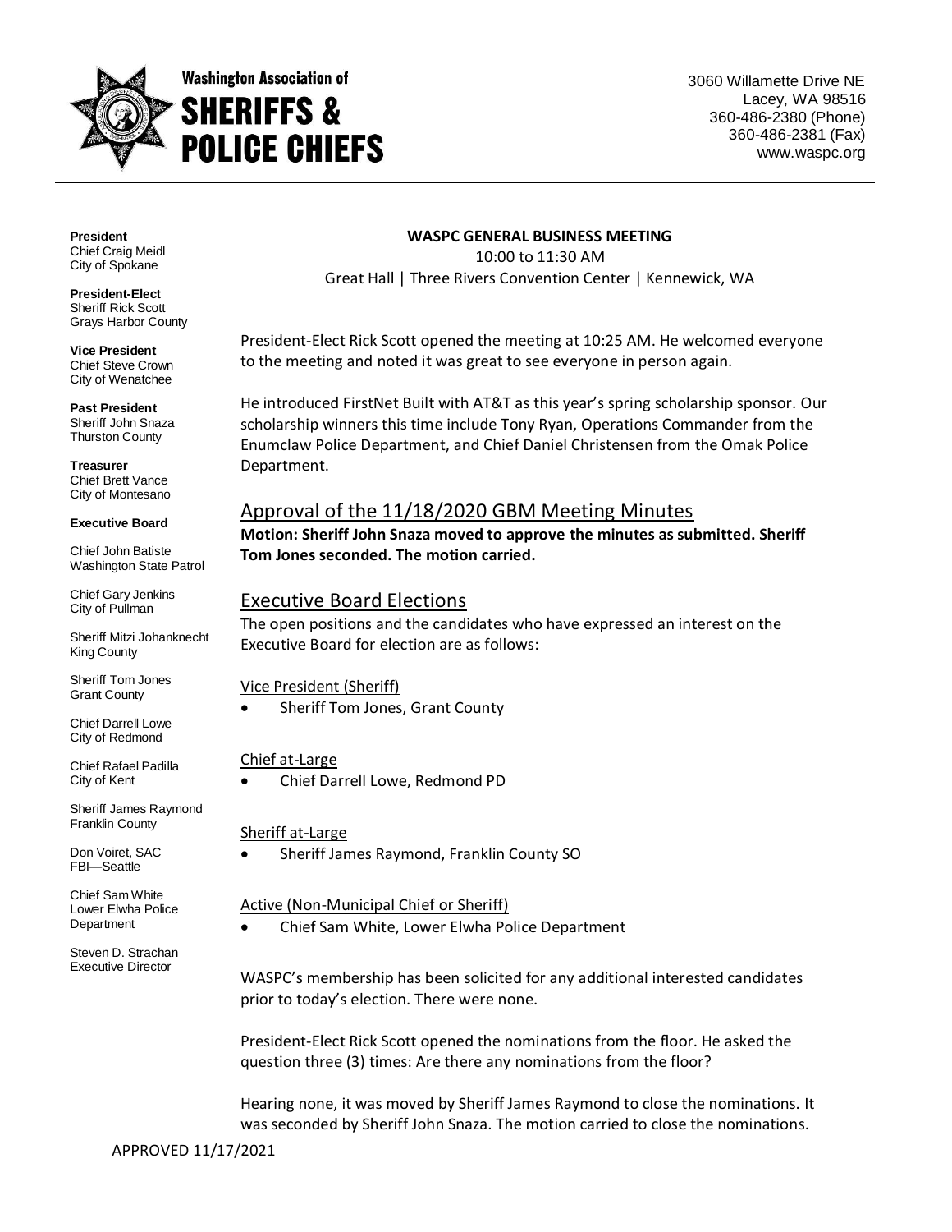**Washington Association of**
**SHERIFFS & POLICE CHIEFS**

3060 Willamette Drive NE
Lacey, WA 98516
360-486-2380 (Phone)
360-486-2381 (Fax)
www.waspc.org

**President**
Chief Craig Meidl
City of Spokane

**President-Elect**
Sheriff Rick Scott
Grays Harbor County

**Vice President**
Chief Steve Crown
City of Wenatchee

**Past President**
Sheriff John Snaza
Thurston County

**Treasurer**
Chief Brett Vance
City of Montesano

**Executive Board**

Chief John Batiste
Washington State Patrol

Chief Gary Jenkins
City of Pullman

Sheriff Mitzi Johanknecht
King County

Sheriff Tom Jones
Grant County

Chief Darrell Lowe
City of Redmond

Chief Rafael Padilla
City of Kent

Sheriff James Raymond
Franklin County

Don Voiret, SAC
FBI—Seattle

Chief Sam White
Lower Elwha Police Department

Steven D. Strachan
Executive Director

**WASPC GENERAL BUSINESS MEETING**

10:00 to 11:30 AM
Great Hall | Three Rivers Convention Center | Kennewick, WA

President-Elect Rick Scott opened the meeting at 10:25 AM. He welcomed everyone to the meeting and noted it was great to see everyone in person again.

He introduced FirstNet Built with AT&T as this year's spring scholarship sponsor. Our scholarship winners this time include Tony Ryan, Operations Commander from the Enumclaw Police Department, and Chief Daniel Christensen from the Omak Police Department.

## Approval of the 11/18/2020 GBM Meeting Minutes

**Motion: Sheriff John Snaza moved to approve the minutes as submitted. Sheriff Tom Jones seconded. The motion carried.**

## Executive Board Elections

The open positions and the candidates who have expressed an interest on the Executive Board for election are as follows:

Vice President (Sheriff)

- Sheriff Tom Jones, Grant County

Chief at-Large

- Chief Darrell Lowe, Redmond PD

Sheriff at-Large

- Sheriff James Raymond, Franklin County SO

Active (Non-Municipal Chief or Sheriff)

- Chief Sam White, Lower Elwha Police Department

WASPC's membership has been solicited for any additional interested candidates prior to today's election. There were none.

President-Elect Rick Scott opened the nominations from the floor. He asked the question three (3) times: Are there any nominations from the floor?

Hearing none, it was moved by Sheriff James Raymond to close the nominations. It was seconded by Sheriff John Snaza. The motion carried to close the nominations.

APPROVED 11/17/2021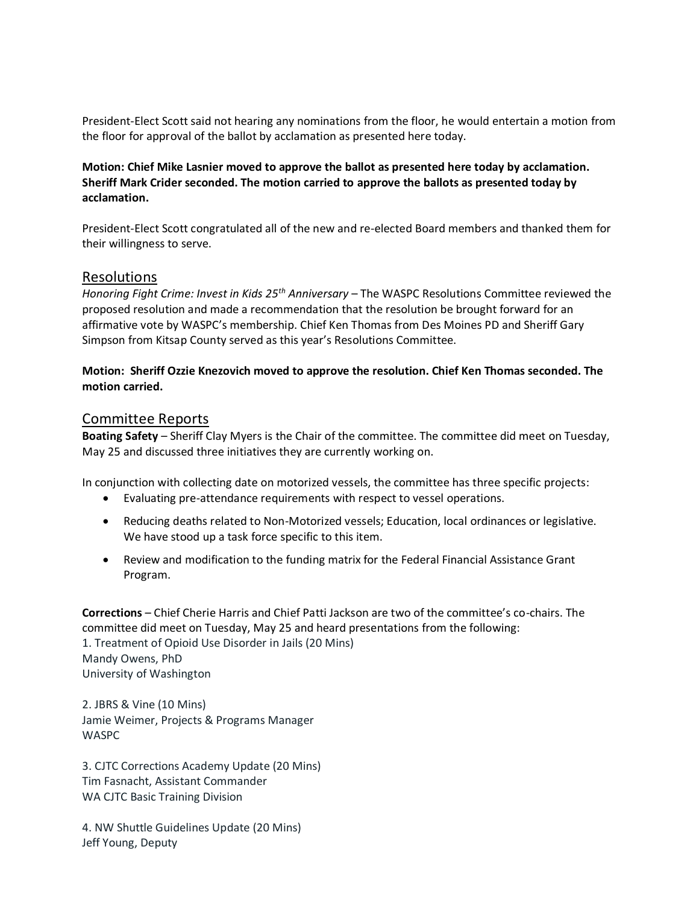President-Elect Scott said not hearing any nominations from the floor, he would entertain a motion from the floor for approval of the ballot by acclamation as presented here today.

**Motion: Chief Mike Lasnier moved to approve the ballot as presented here today by acclamation. Sheriff Mark Crider seconded. The motion carried to approve the ballots as presented today by acclamation.**

President-Elect Scott congratulated all of the new and re-elected Board members and thanked them for their willingness to serve.

## Resolutions

*Honoring Fight Crime: Invest in Kids 25th Anniversary* – The WASPC Resolutions Committee reviewed the proposed resolution and made a recommendation that the resolution be brought forward for an affirmative vote by WASPC's membership. Chief Ken Thomas from Des Moines PD and Sheriff Gary Simpson from Kitsap County served as this year's Resolutions Committee.

**Motion: Sheriff Ozzie Knezovich moved to approve the resolution. Chief Ken Thomas seconded. The motion carried.**

## Committee Reports

**Boating Safety** – Sheriff Clay Myers is the Chair of the committee. The committee did meet on Tuesday, May 25 and discussed three initiatives they are currently working on.

In conjunction with collecting date on motorized vessels, the committee has three specific projects:

- Evaluating pre-attendance requirements with respect to vessel operations.
- Reducing deaths related to Non-Motorized vessels; Education, local ordinances or legislative. We have stood up a task force specific to this item.
- Review and modification to the funding matrix for the Federal Financial Assistance Grant Program.

**Corrections** – Chief Cherie Harris and Chief Patti Jackson are two of the committee's co-chairs. The committee did meet on Tuesday, May 25 and heard presentations from the following:

1. Treatment of Opioid Use Disorder in Jails (20 Mins)
Mandy Owens, PhD
University of Washington

2. JBRS & Vine (10 Mins)
Jamie Weimer, Projects & Programs Manager
WASPC

3. CJTC Corrections Academy Update (20 Mins)
Tim Fasnacht, Assistant Commander
WA CJTC Basic Training Division

4. NW Shuttle Guidelines Update (20 Mins)
Jeff Young, Deputy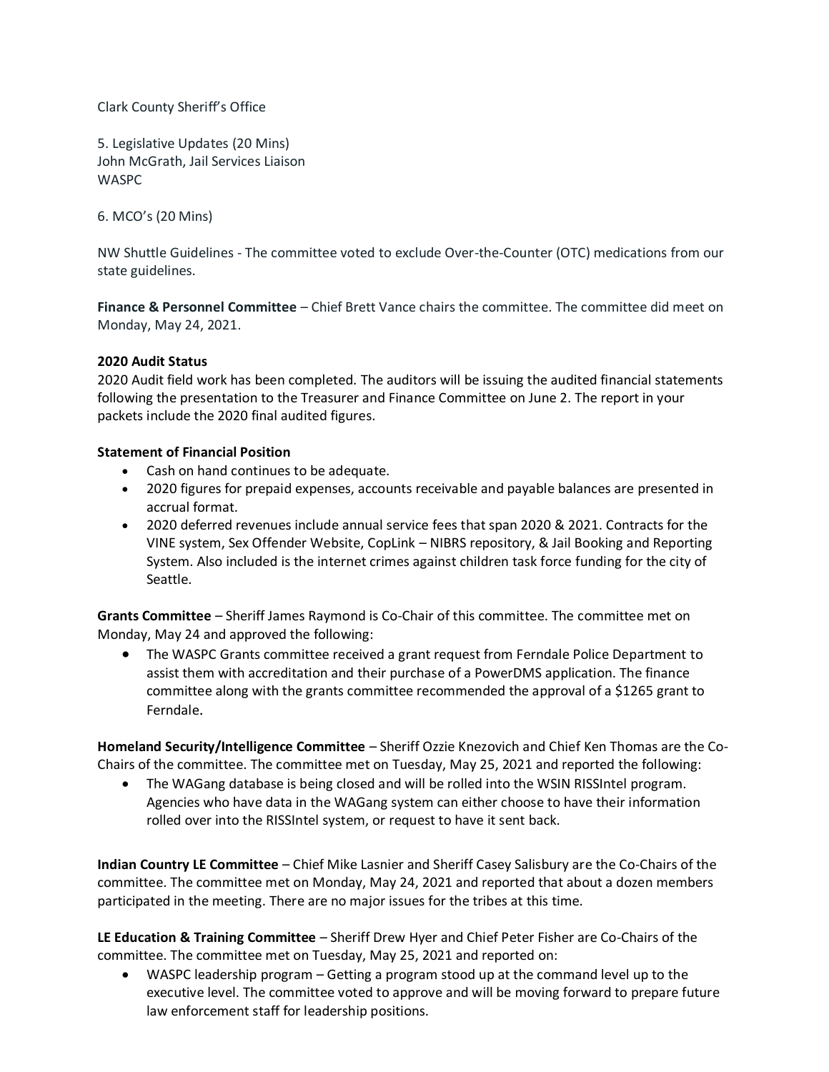Clark County Sheriff's Office

5. Legislative Updates (20 Mins)
John McGrath, Jail Services Liaison
WASPC

6. MCO's (20 Mins)

NW Shuttle Guidelines - The committee voted to exclude Over-the-Counter (OTC) medications from our state guidelines.

**Finance & Personnel Committee** – Chief Brett Vance chairs the committee. The committee did meet on Monday, May 24, 2021.

**2020 Audit Status**
2020 Audit field work has been completed. The auditors will be issuing the audited financial statements following the presentation to the Treasurer and Finance Committee on June 2. The report in your packets include the 2020 final audited figures.

**Statement of Financial Position**

- Cash on hand continues to be adequate.
- 2020 figures for prepaid expenses, accounts receivable and payable balances are presented in accrual format.
- 2020 deferred revenues include annual service fees that span 2020 & 2021. Contracts for the VINE system, Sex Offender Website, CopLink – NIBRS repository, & Jail Booking and Reporting System. Also included is the internet crimes against children task force funding for the city of Seattle.

**Grants Committee** – Sheriff James Raymond is Co-Chair of this committee. The committee met on Monday, May 24 and approved the following:

- The WASPC Grants committee received a grant request from Ferndale Police Department to assist them with accreditation and their purchase of a PowerDMS application. The finance committee along with the grants committee recommended the approval of a $1265 grant to Ferndale.

**Homeland Security/Intelligence Committee** – Sheriff Ozzie Knezovich and Chief Ken Thomas are the Co-Chairs of the committee. The committee met on Tuesday, May 25, 2021 and reported the following:

- The WAGang database is being closed and will be rolled into the WSIN RISSIntel program. Agencies who have data in the WAGang system can either choose to have their information rolled over into the RISSIntel system, or request to have it sent back.

**Indian Country LE Committee** – Chief Mike Lasnier and Sheriff Casey Salisbury are the Co-Chairs of the committee. The committee met on Monday, May 24, 2021 and reported that about a dozen members participated in the meeting. There are no major issues for the tribes at this time.

**LE Education & Training Committee** – Sheriff Drew Hyer and Chief Peter Fisher are Co-Chairs of the committee. The committee met on Tuesday, May 25, 2021 and reported on:

- WASPC leadership program – Getting a program stood up at the command level up to the executive level. The committee voted to approve and will be moving forward to prepare future law enforcement staff for leadership positions.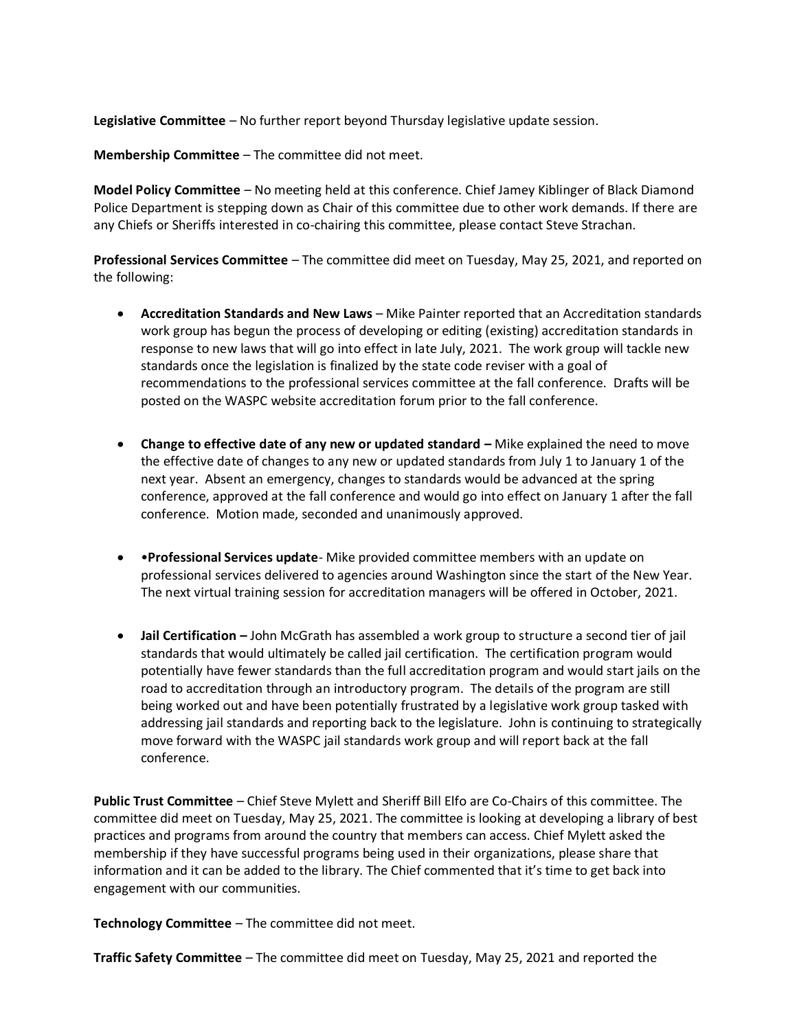**Legislative Committee** – No further report beyond Thursday legislative update session.

**Membership Committee** – The committee did not meet.

**Model Policy Committee** – No meeting held at this conference. Chief Jamey Kiblinger of Black Diamond Police Department is stepping down as Chair of this committee due to other work demands. If there are any Chiefs or Sheriffs interested in co-chairing this committee, please contact Steve Strachan.

**Professional Services Committee** – The committee did meet on Tuesday, May 25, 2021, and reported on the following:

- **Accreditation Standards and New Laws** – Mike Painter reported that an Accreditation standards work group has begun the process of developing or editing (existing) accreditation standards in response to new laws that will go into effect in late July, 2021. The work group will tackle new standards once the legislation is finalized by the state code reviser with a goal of recommendations to the professional services committee at the fall conference. Drafts will be posted on the WASPC website accreditation forum prior to the fall conference.

- **Change to effective date of any new or updated standard –** Mike explained the need to move the effective date of changes to any new or updated standards from July 1 to January 1 of the next year. Absent an emergency, changes to standards would be advanced at the spring conference, approved at the fall conference and would go into effect on January 1 after the fall conference. Motion made, seconded and unanimously approved.

- •**Professional Services update**- Mike provided committee members with an update on professional services delivered to agencies around Washington since the start of the New Year. The next virtual training session for accreditation managers will be offered in October, 2021.

- **Jail Certification –** John McGrath has assembled a work group to structure a second tier of jail standards that would ultimately be called jail certification. The certification program would potentially have fewer standards than the full accreditation program and would start jails on the road to accreditation through an introductory program. The details of the program are still being worked out and have been potentially frustrated by a legislative work group tasked with addressing jail standards and reporting back to the legislature. John is continuing to strategically move forward with the WASPC jail standards work group and will report back at the fall conference.

**Public Trust Committee** – Chief Steve Mylett and Sheriff Bill Elfo are Co-Chairs of this committee. The committee did meet on Tuesday, May 25, 2021. The committee is looking at developing a library of best practices and programs from around the country that members can access. Chief Mylett asked the membership if they have successful programs being used in their organizations, please share that information and it can be added to the library. The Chief commented that it's time to get back into engagement with our communities.

**Technology Committee** – The committee did not meet.

**Traffic Safety Committee** – The committee did meet on Tuesday, May 25, 2021 and reported the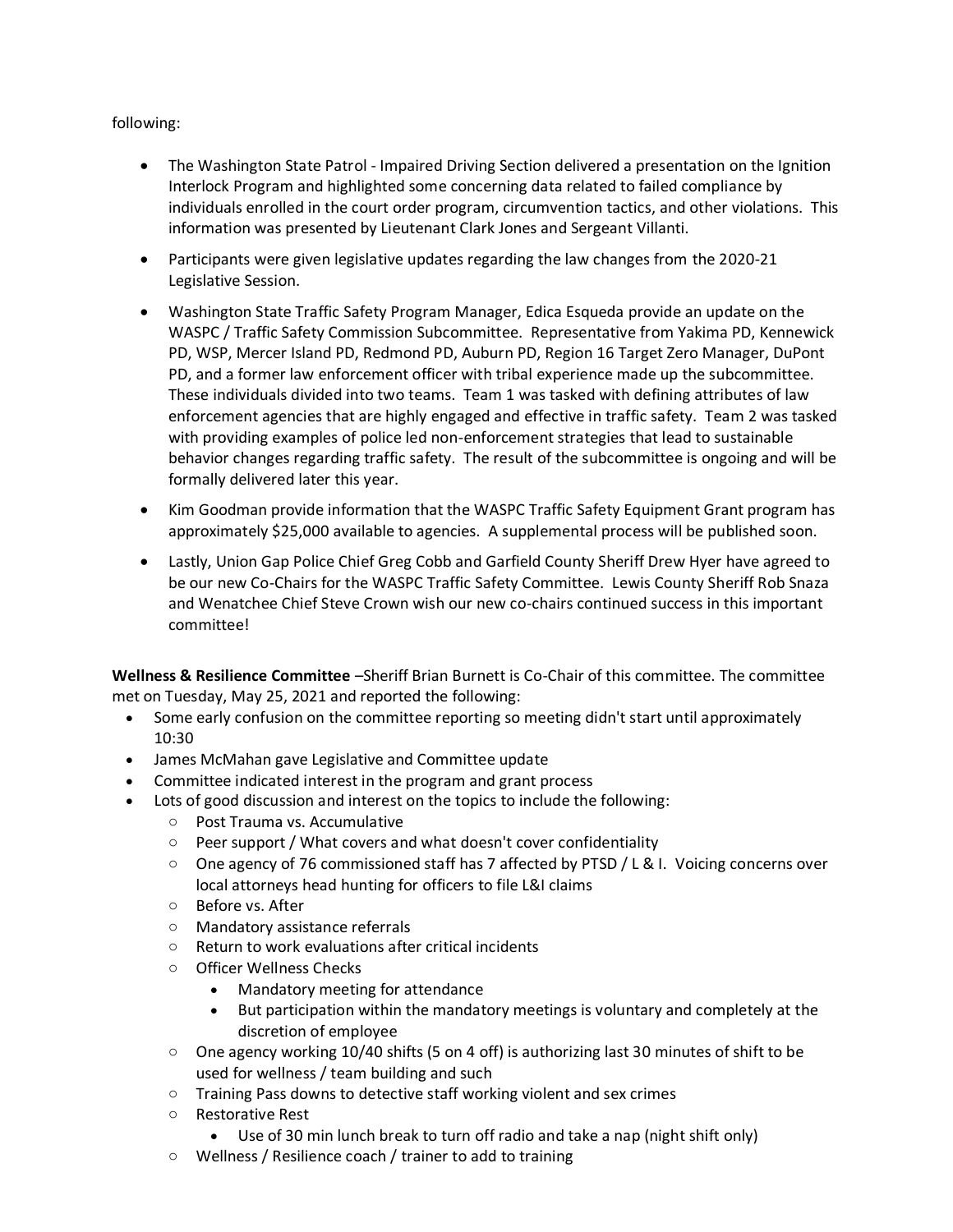following:

- The Washington State Patrol - Impaired Driving Section delivered a presentation on the Ignition Interlock Program and highlighted some concerning data related to failed compliance by individuals enrolled in the court order program, circumvention tactics, and other violations. This information was presented by Lieutenant Clark Jones and Sergeant Villanti.
- Participants were given legislative updates regarding the law changes from the 2020-21 Legislative Session.
- Washington State Traffic Safety Program Manager, Edica Esqueda provide an update on the WASPC / Traffic Safety Commission Subcommittee. Representative from Yakima PD, Kennewick PD, WSP, Mercer Island PD, Redmond PD, Auburn PD, Region 16 Target Zero Manager, DuPont PD, and a former law enforcement officer with tribal experience made up the subcommittee. These individuals divided into two teams. Team 1 was tasked with defining attributes of law enforcement agencies that are highly engaged and effective in traffic safety. Team 2 was tasked with providing examples of police led non-enforcement strategies that lead to sustainable behavior changes regarding traffic safety. The result of the subcommittee is ongoing and will be formally delivered later this year.
- Kim Goodman provide information that the WASPC Traffic Safety Equipment Grant program has approximately $25,000 available to agencies. A supplemental process will be published soon.
- Lastly, Union Gap Police Chief Greg Cobb and Garfield County Sheriff Drew Hyer have agreed to be our new Co-Chairs for the WASPC Traffic Safety Committee. Lewis County Sheriff Rob Snaza and Wenatchee Chief Steve Crown wish our new co-chairs continued success in this important committee!

**Wellness & Resilience Committee** –Sheriff Brian Burnett is Co-Chair of this committee. The committee met on Tuesday, May 25, 2021 and reported the following:

- Some early confusion on the committee reporting so meeting didn't start until approximately 10:30
- James McMahan gave Legislative and Committee update
- Committee indicated interest in the program and grant process
- Lots of good discussion and interest on the topics to include the following:
  - Post Trauma vs. Accumulative
  - Peer support / What covers and what doesn't cover confidentiality
  - One agency of 76 commissioned staff has 7 affected by PTSD / L & I. Voicing concerns over local attorneys head hunting for officers to file L&I claims
  - Before vs. After
  - Mandatory assistance referrals
  - Return to work evaluations after critical incidents
  - Officer Wellness Checks
    - Mandatory meeting for attendance
    - But participation within the mandatory meetings is voluntary and completely at the discretion of employee
  - One agency working 10/40 shifts (5 on 4 off) is authorizing last 30 minutes of shift to be used for wellness / team building and such
  - Training Pass downs to detective staff working violent and sex crimes
  - Restorative Rest
    - Use of 30 min lunch break to turn off radio and take a nap (night shift only)
  - Wellness / Resilience coach / trainer to add to training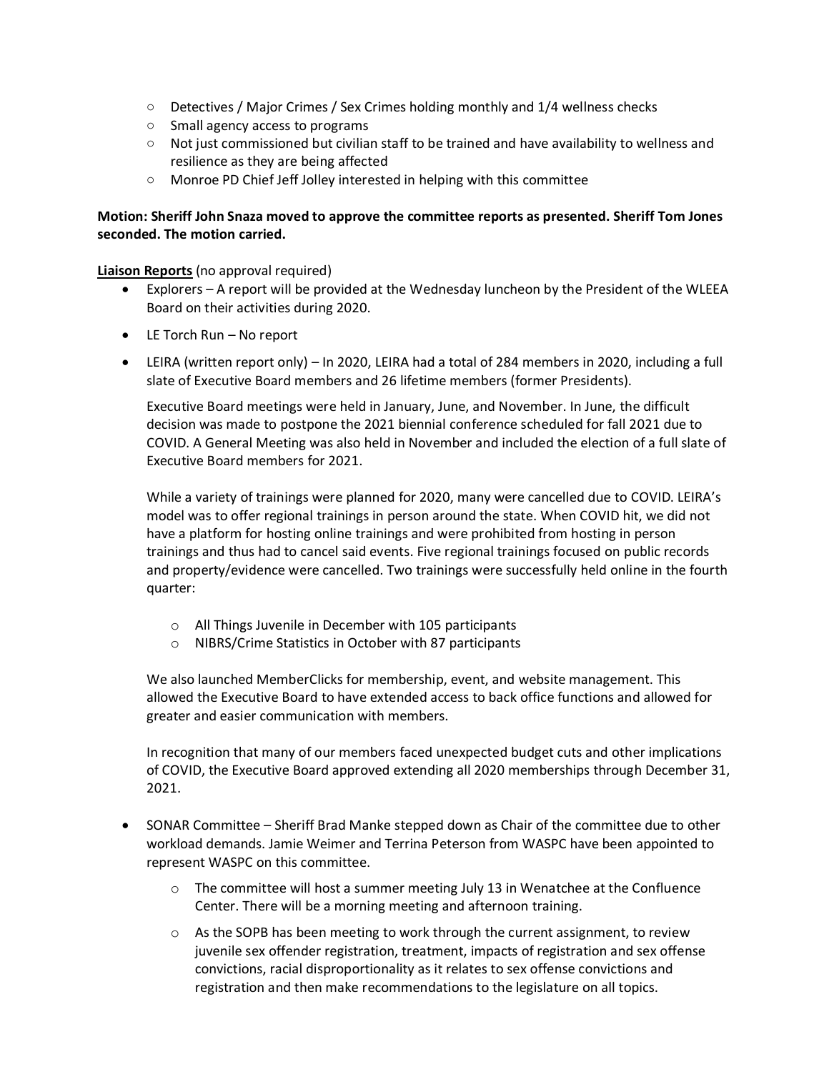- Detectives / Major Crimes / Sex Crimes holding monthly and 1/4 wellness checks
- Small agency access to programs
- Not just commissioned but civilian staff to be trained and have availability to wellness and resilience as they are being affected
- Monroe PD Chief Jeff Jolley interested in helping with this committee

**Motion: Sheriff John Snaza moved to approve the committee reports as presented. Sheriff Tom Jones seconded. The motion carried.**

**Liaison Reports** (no approval required)

- Explorers – A report will be provided at the Wednesday luncheon by the President of the WLEEA Board on their activities during 2020.
- LE Torch Run – No report
- LEIRA (written report only) – In 2020, LEIRA had a total of 284 members in 2020, including a full slate of Executive Board members and 26 lifetime members (former Presidents).

  Executive Board meetings were held in January, June, and November. In June, the difficult decision was made to postpone the 2021 biennial conference scheduled for fall 2021 due to COVID. A General Meeting was also held in November and included the election of a full slate of Executive Board members for 2021.

  While a variety of trainings were planned for 2020, many were cancelled due to COVID. LEIRA's model was to offer regional trainings in person around the state. When COVID hit, we did not have a platform for hosting online trainings and were prohibited from hosting in person trainings and thus had to cancel said events. Five regional trainings focused on public records and property/evidence were cancelled. Two trainings were successfully held online in the fourth quarter:

  - All Things Juvenile in December with 105 participants
  - NIBRS/Crime Statistics in October with 87 participants

  We also launched MemberClicks for membership, event, and website management. This allowed the Executive Board to have extended access to back office functions and allowed for greater and easier communication with members.

  In recognition that many of our members faced unexpected budget cuts and other implications of COVID, the Executive Board approved extending all 2020 memberships through December 31, 2021.

- SONAR Committee – Sheriff Brad Manke stepped down as Chair of the committee due to other workload demands. Jamie Weimer and Terrina Peterson from WASPC have been appointed to represent WASPC on this committee.
  - The committee will host a summer meeting July 13 in Wenatchee at the Confluence Center. There will be a morning meeting and afternoon training.
  - As the SOPB has been meeting to work through the current assignment, to review juvenile sex offender registration, treatment, impacts of registration and sex offense convictions, racial disproportionality as it relates to sex offense convictions and registration and then make recommendations to the legislature on all topics.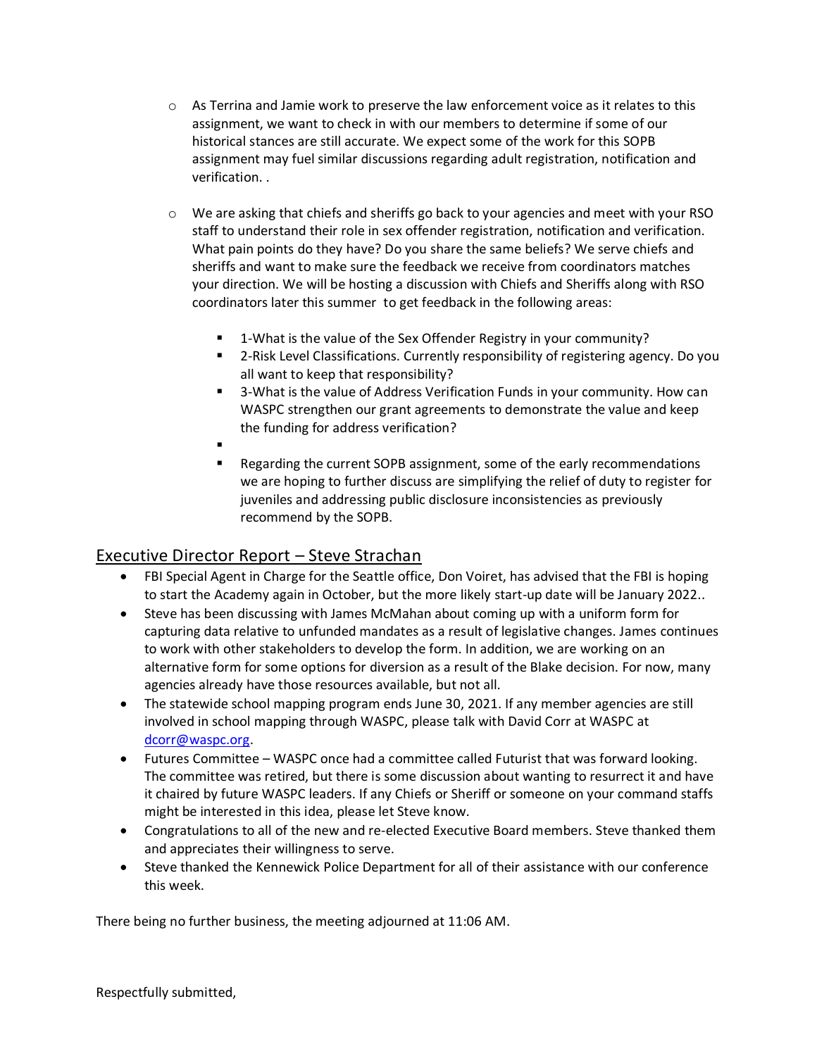- As Terrina and Jamie work to preserve the law enforcement voice as it relates to this assignment, we want to check in with our members to determine if some of our historical stances are still accurate. We expect some of the work for this SOPB assignment may fuel similar discussions regarding adult registration, notification and verification. .

- We are asking that chiefs and sheriffs go back to your agencies and meet with your RSO staff to understand their role in sex offender registration, notification and verification. What pain points do they have? Do you share the same beliefs? We serve chiefs and sheriffs and want to make sure the feedback we receive from coordinators matches your direction. We will be hosting a discussion with Chiefs and Sheriffs along with RSO coordinators later this summer to get feedback in the following areas:
  - 1-What is the value of the Sex Offender Registry in your community?
  - 2-Risk Level Classifications. Currently responsibility of registering agency. Do you all want to keep that responsibility?
  - 3-What is the value of Address Verification Funds in your community. How can WASPC strengthen our grant agreements to demonstrate the value and keep the funding for address verification?
  - 
  - Regarding the current SOPB assignment, some of the early recommendations we are hoping to further discuss are simplifying the relief of duty to register for juveniles and addressing public disclosure inconsistencies as previously recommend by the SOPB.

## Executive Director Report – Steve Strachan

- FBI Special Agent in Charge for the Seattle office, Don Voiret, has advised that the FBI is hoping to start the Academy again in October, but the more likely start-up date will be January 2022..
- Steve has been discussing with James McMahan about coming up with a uniform form for capturing data relative to unfunded mandates as a result of legislative changes. James continues to work with other stakeholders to develop the form. In addition, we are working on an alternative form for some options for diversion as a result of the Blake decision. For now, many agencies already have those resources available, but not all.
- The statewide school mapping program ends June 30, 2021. If any member agencies are still involved in school mapping through WASPC, please talk with David Corr at WASPC at [dcorr@waspc.org](mailto:dcorr@waspc.org).
- Futures Committee – WASPC once had a committee called Futurist that was forward looking. The committee was retired, but there is some discussion about wanting to resurrect it and have it chaired by future WASPC leaders. If any Chiefs or Sheriff or someone on your command staffs might be interested in this idea, please let Steve know.
- Congratulations to all of the new and re-elected Executive Board members. Steve thanked them and appreciates their willingness to serve.
- Steve thanked the Kennewick Police Department for all of their assistance with our conference this week.

There being no further business, the meeting adjourned at 11:06 AM.

Respectfully submitted,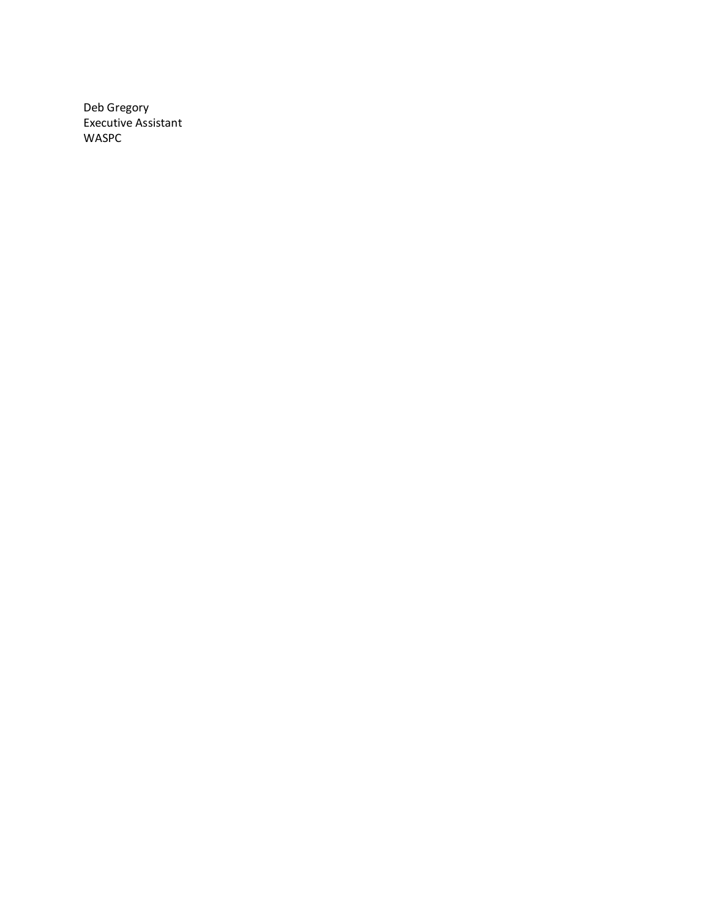Deb Gregory
Executive Assistant
WASPC